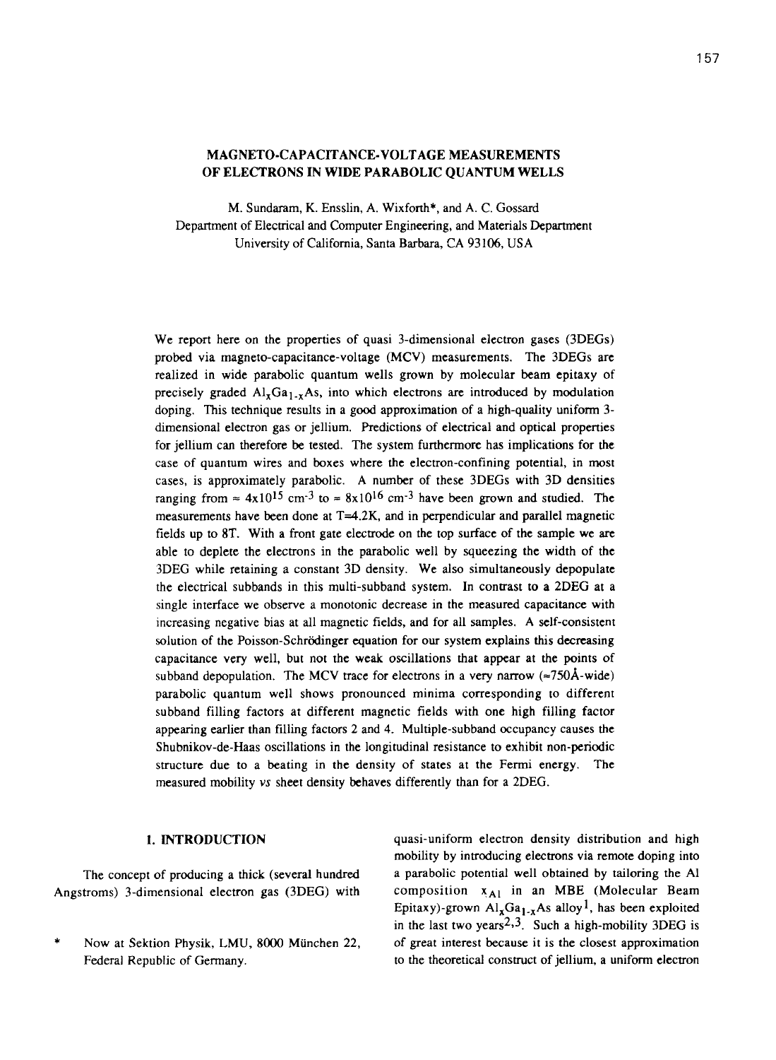# MAGNETO-CAPACITANCE-VOLTAGE MEASUREMENTS OF ELECTRONS IN WIDE PARABOLIC QUANTUM WELLS

M. Sundaram, K. Ensslin, A. Wixforth*, and A. C. Gossard
Department of Electrical and Computer Engineering, and Materials Department
University of California, Santa Barbara, CA 93106, USA

We report here on the properties of quasi 3-dimensional electron gases (3DEGs) probed via magneto-capacitance-voltage (MCV) measurements. The 3DEGs are realized in wide parabolic quantum wells grown by molecular beam epitaxy of precisely graded $Al_xGa_{1-x}As$, into which electrons are introduced by modulation doping. This technique results in a good approximation of a high-quality uniform 3-dimensional electron gas or jellium. Predictions of electrical and optical properties for jellium can therefore be tested. The system furthermore has implications for the case of quantum wires and boxes where the electron-confining potential, in most cases, is approximately parabolic. A number of these 3DEGs with 3D densities ranging from $\approx 4\times10^{15}$ cm$^{-3}$ to $\approx 8\times10^{16}$ cm$^{-3}$ have been grown and studied. The measurements have been done at T=4.2K, and in perpendicular and parallel magnetic fields up to 8T. With a front gate electrode on the top surface of the sample we are able to deplete the electrons in the parabolic well by squeezing the width of the 3DEG while retaining a constant 3D density. We also simultaneously depopulate the electrical subbands in this multi-subband system. In contrast to a 2DEG at a single interface we observe a monotonic decrease in the measured capacitance with increasing negative bias at all magnetic fields, and for all samples. A self-consistent solution of the Poisson-Schrödinger equation for our system explains this decreasing capacitance very well, but not the weak oscillations that appear at the points of subband depopulation. The MCV trace for electrons in a very narrow ($\approx$750Å-wide) parabolic quantum well shows pronounced minima corresponding to different subband filling factors at different magnetic fields with one high filling factor appearing earlier than filling factors 2 and 4. Multiple-subband occupancy causes the Shubnikov-de-Haas oscillations in the longitudinal resistance to exhibit non-periodic structure due to a beating in the density of states at the Fermi energy. The measured mobility *vs* sheet density behaves differently than for a 2DEG.

## 1. INTRODUCTION

The concept of producing a thick (several hundred Angstroms) 3-dimensional electron gas (3DEG) with quasi-uniform electron density distribution and high mobility by introducing electrons via remote doping into a parabolic potential well obtained by tailoring the Al composition $x_{Al}$ in an MBE (Molecular Beam Epitaxy)-grown $Al_xGa_{1-x}As$ alloy[1], has been exploited in the last two years[2,3]. Such a high-mobility 3DEG is of great interest because it is the closest approximation to the theoretical construct of jellium, a uniform electron

\* Now at Sektion Physik, LMU, 8000 München 22, Federal Republic of Germany.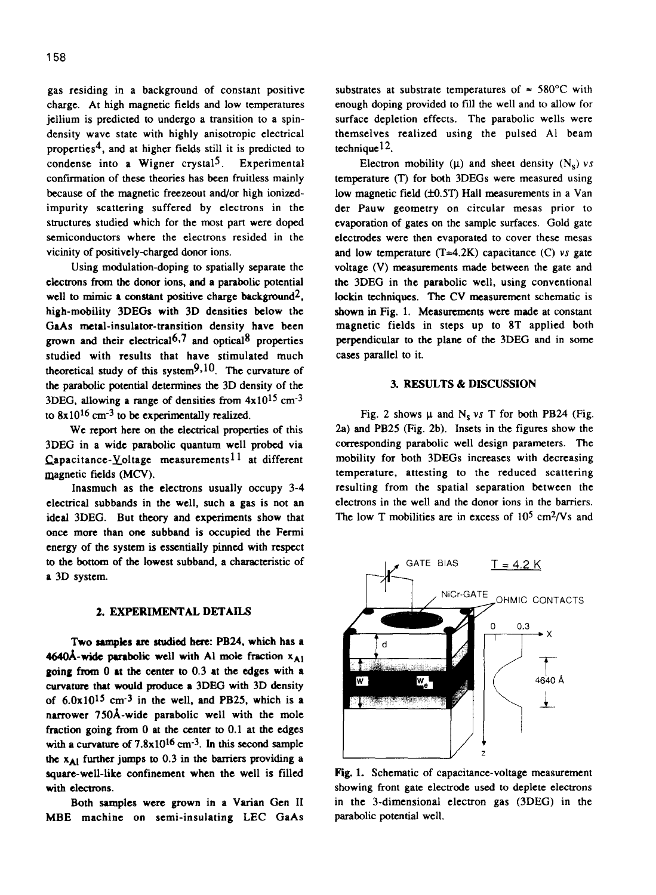gas residing in a background of constant positive charge. At high magnetic fields and low temperatures jellium is predicted to undergo a transition to a spin-density wave state with highly anisotropic electrical properties[4], and at higher fields still it is predicted to condense into a Wigner crystal[5]. Experimental confirmation of these theories has been fruitless mainly because of the magnetic freezeout and/or high ionized-impurity scattering suffered by electrons in the structures studied which for the most part were doped semiconductors where the electrons resided in the vicinity of positively-charged donor ions.

Using modulation-doping to spatially separate the electrons from the donor ions, and a parabolic potential well to mimic a constant positive charge background[2], high-mobility 3DEGs with 3D densities below the GaAs metal-insulator-transition density have been grown and their electrical[6,7] and optical[8] properties studied with results that have stimulated much theoretical study of this system[9,10]. The curvature of the parabolic potential determines the 3D density of the 3DEG, allowing a range of densities from $4\times10^{15}$ cm$^{-3}$ to $8\times10^{16}$ cm$^{-3}$ to be experimentally realized.

We report here on the electrical properties of this 3DEG in a wide parabolic quantum well probed via Capacitance-Voltage measurements[11] at different magnetic fields (MCV).

Inasmuch as the electrons usually occupy 3-4 electrical subbands in the well, such a gas is not an ideal 3DEG. But theory and experiments show that once more than one subband is occupied the Fermi energy of the system is essentially pinned with respect to the bottom of the lowest subband, a characteristic of a 3D system.

## 2. EXPERIMENTAL DETAILS

Two samples are studied here: PB24, which has a 4640Å-wide parabolic well with Al mole fraction $x_{Al}$ going from 0 at the center to 0.3 at the edges with a curvature that would produce a 3DEG with 3D density of $6.0\times10^{15}$ cm$^{-3}$ in the well, and PB25, which is a narrower 750Å-wide parabolic well with the mole fraction going from 0 at the center to 0.1 at the edges with a curvature of $7.8\times10^{16}$ cm$^{-3}$. In this second sample the $x_{Al}$ further jumps to 0.3 in the barriers providing a square-well-like confinement when the well is filled with electrons.

Both samples were grown in a Varian Gen II MBE machine on semi-insulating LEC GaAs substrates at substrate temperatures of ≈ 580°C with enough doping provided to fill the well and to allow for surface depletion effects. The parabolic wells were themselves realized using the pulsed Al beam technique[12].

Electron mobility ($\mu$) and sheet density ($N_s$) *vs* temperature (T) for both 3DEGs were measured using low magnetic field (±0.5T) Hall measurements in a Van der Pauw geometry on circular mesas prior to evaporation of gates on the sample surfaces. Gold gate electrodes were then evaporated to cover these mesas and low temperature (T=4.2K) capacitance (C) *vs* gate voltage (V) measurements made between the gate and the 3DEG in the parabolic well, using conventional lockin techniques. The CV measurement schematic is shown in Fig. 1. Measurements were made at constant magnetic fields in steps up to 8T applied both perpendicular to the plane of the 3DEG and in some cases parallel to it.

## 3. RESULTS & DISCUSSION

Fig. 2 shows $\mu$ and $N_s$ *vs* T for both PB24 (Fig. 2a) and PB25 (Fig. 2b). Insets in the figures show the corresponding parabolic well design parameters. The mobility for both 3DEGs increases with decreasing temperature, attesting to the reduced scattering resulting from the spatial separation between the electrons in the well and the donor ions in the barriers. The low T mobilities are in excess of $10^5$ cm$^2$/Vs and

Fig. 1. Schematic of capacitance-voltage measurement showing front gate electrode used to deplete electrons in the 3-dimensional electron gas (3DEG) in the parabolic potential well.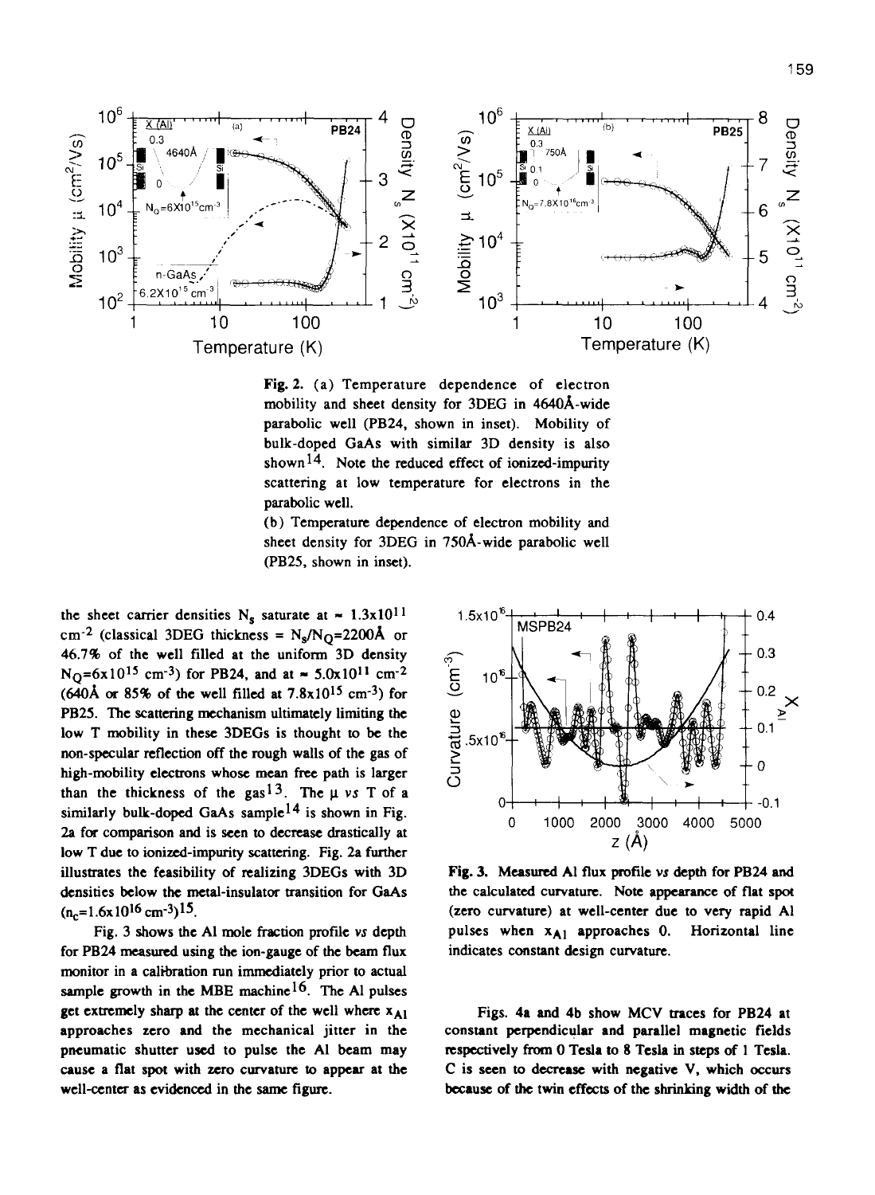**Fig. 2.** (a) Temperature dependence of electron mobility and sheet density for 3DEG in 4640Å-wide parabolic well (PB24, shown in inset). Mobility of bulk-doped GaAs with similar 3D density is also shown[14]. Note the reduced effect of ionized-impurity scattering at low temperature for electrons in the parabolic well.
(b) Temperature dependence of electron mobility and sheet density for 3DEG in 750Å-wide parabolic well (PB25, shown in inset).

the sheet carrier densities $N_s$ saturate at $\approx 1.3\times10^{11}$ cm$^{-2}$ (classical 3DEG thickness = $N_s/N_Q$=2200Å or 46.7% of the well filled at the uniform 3D density $N_Q$=$6\times10^{15}$ cm$^{-3}$) for PB24, and at $\approx 5.0\times10^{11}$ cm$^{-2}$ (640Å or 85% of the well filled at $7.8\times10^{15}$ cm$^{-3}$) for PB25. The scattering mechanism ultimately limiting the low T mobility in these 3DEGs is thought to be the non-specular reflection off the rough walls of the gas of high-mobility electrons whose mean free path is larger than the thickness of the gas[13]. The $\mu$ *vs* T of a similarly bulk-doped GaAs sample[14] is shown in Fig. 2a for comparison and is seen to decrease drastically at low T due to ionized-impurity scattering. Fig. 2a further illustrates the feasibility of realizing 3DEGs with 3D densities below the metal-insulator transition for GaAs ($n_c$=$1.6\times10^{16}$ cm$^{-3}$)[15].

Fig. 3 shows the Al mole fraction profile *vs* depth for PB24 measured using the ion-gauge of the beam flux monitor in a calibration run immediately prior to actual sample growth in the MBE machine[16]. The Al pulses get extremely sharp at the center of the well where $x_{Al}$ approaches zero and the mechanical jitter in the pneumatic shutter used to pulse the Al beam may cause a flat spot with zero curvature to appear at the well-center as evidenced in the same figure.

**Fig. 3.** Measured Al flux profile *vs* depth for PB24 and the calculated curvature. Note appearance of flat spot (zero curvature) at well-center due to very rapid Al pulses when $x_{Al}$ approaches 0. Horizontal line indicates constant design curvature.

Figs. 4a and 4b show MCV traces for PB24 at constant perpendicular and parallel magnetic fields respectively from 0 Tesla to 8 Tesla in steps of 1 Tesla. C is seen to decrease with negative V, which occurs because of the twin effects of the shrinking width of the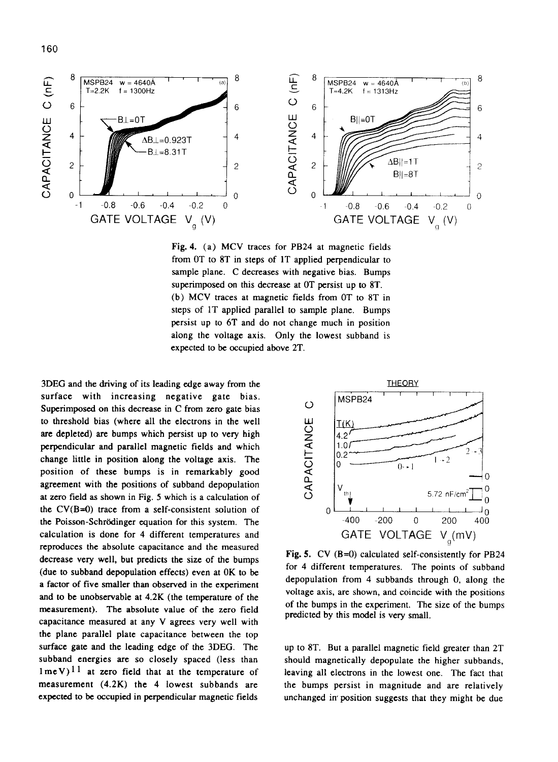Fig. 4. (a) MCV traces for PB24 at magnetic fields from 0T to 8T in steps of 1T applied perpendicular to sample plane. C decreases with negative bias. Bumps superimposed on this decrease at 0T persist up to 8T. (b) MCV traces at magnetic fields from 0T to 8T in steps of 1T applied parallel to sample plane. Bumps persist up to 6T and do not change much in position along the voltage axis. Only the lowest subband is expected to be occupied above 2T.

3DEG and the driving of its leading edge away from the surface with increasing negative gate bias. Superimposed on this decrease in C from zero gate bias to threshold bias (where all the electrons in the well are depleted) are bumps which persist up to very high perpendicular and parallel magnetic fields and which change little in position along the voltage axis. The position of these bumps is in remarkably good agreement with the positions of subband depopulation at zero field as shown in Fig. 5 which is a calculation of the CV(B=0) trace from a self-consistent solution of the Poisson-Schrödinger equation for this system. The calculation is done for 4 different temperatures and reproduces the absolute capacitance and the measured decrease very well, but predicts the size of the bumps (due to subband depopulation effects) even at 0K to be a factor of five smaller than observed in the experiment and to be unobservable at 4.2K (the temperature of the measurement). The absolute value of the zero field capacitance measured at any V agrees very well with the plane parallel plate capacitance between the top surface gate and the leading edge of the 3DEG. The subband energies are so closely spaced (less than 1meV)[11] at zero field that at the temperature of measurement (4.2K) the 4 lowest subbands are expected to be occupied in perpendicular magnetic fields up to 8T. But a parallel magnetic field greater than 2T should magnetically depopulate the higher subbands, leaving all electrons in the lowest one. The fact that the bumps persist in magnitude and are relatively unchanged in position suggests that they might be due

Fig. 5. CV (B=0) calculated self-consistently for PB24 for 4 different temperatures. The points of subband depopulation from 4 subbands through 0, along the voltage axis, are shown, and coincide with the positions of the bumps in the experiment. The size of the bumps predicted by this model is very small.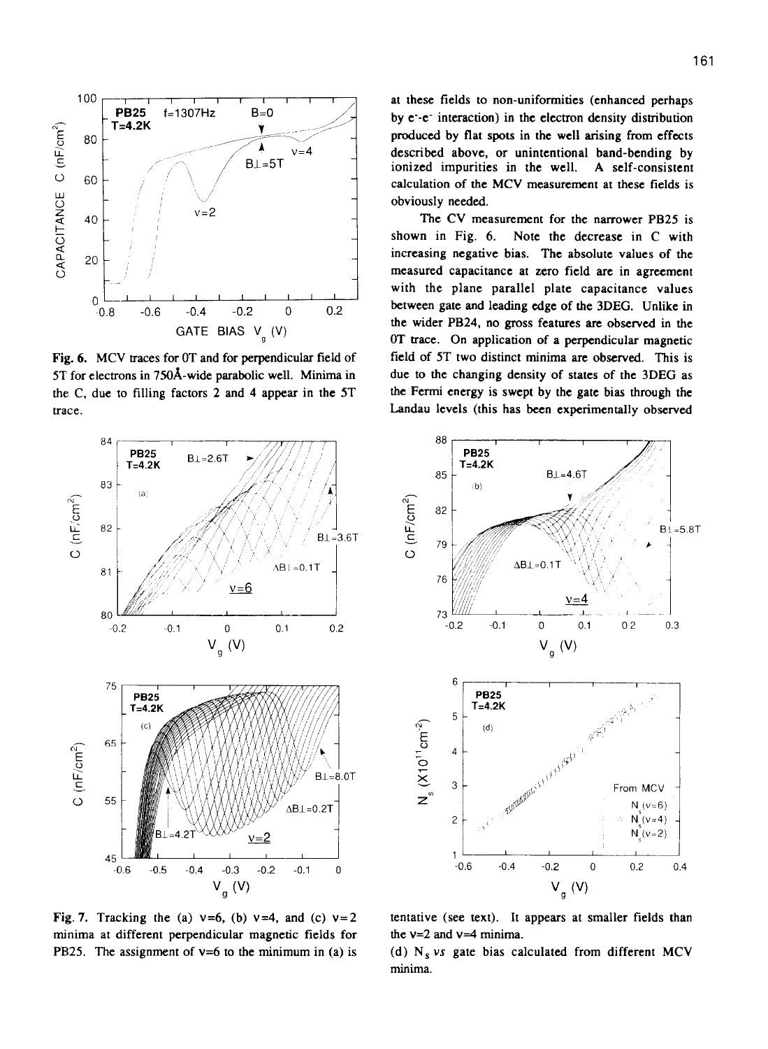Fig. 6. MCV traces for 0T and for perpendicular field of 5T for electrons in 750Å-wide parabolic well. Minima in the C, due to filling factors 2 and 4 appear in the 5T trace.

at these fields to non-uniformities (enhanced perhaps by e⁻-e⁻ interaction) in the electron density distribution produced by flat spots in the well arising from effects described above, or unintentional band-bending by ionized impurities in the well. A self-consistent calculation of the MCV measurement at these fields is obviously needed.

The CV measurement for the narrower PB25 is shown in Fig. 6. Note the decrease in C with increasing negative bias. The absolute values of the measured capacitance at zero field are in agreement with the plane parallel plate capacitance values between gate and leading edge of the 3DEG. Unlike in the wider PB24, no gross features are observed in the 0T trace. On application of a perpendicular magnetic field of 5T two distinct minima are observed. This is due to the changing density of states of the 3DEG as the Fermi energy is swept by the gate bias through the Landau levels (this has been experimentally observed

Fig. 7. Tracking the (a) $\nu=6$, (b) $\nu=4$, and (c) $\nu=2$ minima at different perpendicular magnetic fields for PB25. The assignment of $\nu=6$ to the minimum in (a) is tentative (see text). It appears at smaller fields than the $\nu=2$ and $\nu=4$ minima.

(d) $N_S$ *vs* gate bias calculated from different MCV minima.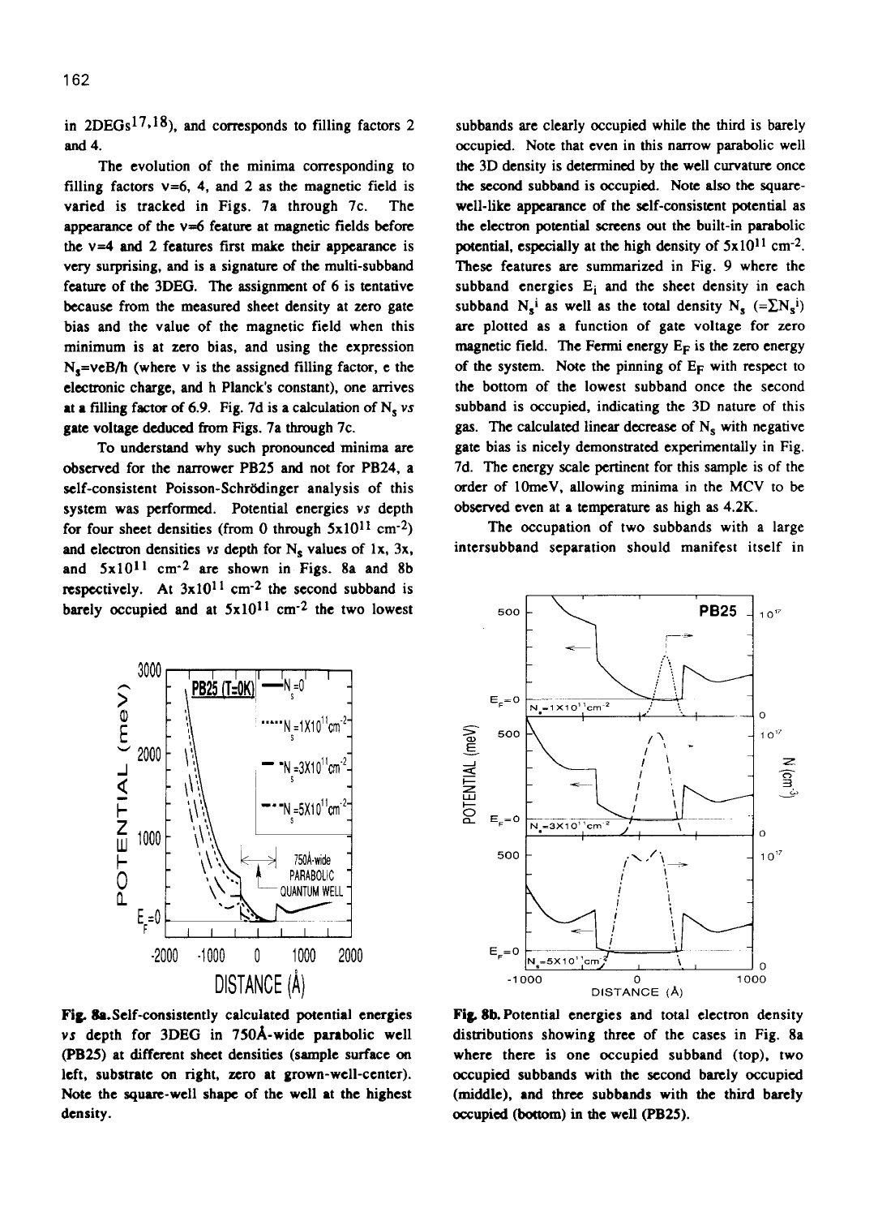in 2DEGs[17,18]), and corresponds to filling factors 2 and 4.

The evolution of the minima corresponding to filling factors ν=6, 4, and 2 as the magnetic field is varied is tracked in Figs. 7a through 7c. The appearance of the ν=6 feature at magnetic fields before the ν=4 and 2 features first make their appearance is very surprising, and is a signature of the multi-subband feature of the 3DEG. The assignment of 6 is tentative because from the measured sheet density at zero gate bias and the value of the magnetic field when this minimum is at zero bias, and using the expression $N_s = \nu eB/h$ (where ν is the assigned filling factor, e the electronic charge, and h Planck's constant), one arrives at a filling factor of 6.9. Fig. 7d is a calculation of $N_s$ *vs* gate voltage deduced from Figs. 7a through 7c.

To understand why such pronounced minima are observed for the narrower PB25 and not for PB24, a self-consistent Poisson-Schrödinger analysis of this system was performed. Potential energies *vs* depth for four sheet densities (from 0 through $5\times10^{11}$ cm$^{-2}$) and electron densities *vs* depth for $N_s$ values of 1x, 3x, and $5\times10^{11}$ cm$^{-2}$ are shown in Figs. 8a and 8b respectively. At $3\times10^{11}$ cm$^{-2}$ the second subband is barely occupied and at $5\times10^{11}$ cm$^{-2}$ the two lowest subbands are clearly occupied while the third is barely occupied. Note that even in this narrow parabolic well the 3D density is determined by the well curvature once the second subband is occupied. Note also the square-well-like appearance of the self-consistent potential as the electron potential screens out the built-in parabolic potential, especially at the high density of $5\times10^{11}$ cm$^{-2}$. These features are summarized in Fig. 9 where the subband energies $E_i$ and the sheet density in each subband $N_s^i$ as well as the total density $N_s$ ($=\Sigma N_s^i$) are plotted as a function of gate voltage for zero magnetic field. The Fermi energy $E_F$ is the zero energy of the system. Note the pinning of $E_F$ with respect to the bottom of the lowest subband once the second subband is occupied, indicating the 3D nature of this gas. The calculated linear decrease of $N_s$ with negative gate bias is nicely demonstrated experimentally in Fig. 7d. The energy scale pertinent for this sample is of the order of 10meV, allowing minima in the MCV to be observed even at a temperature as high as 4.2K.

The occupation of two subbands with a large intersubband separation should manifest itself in

**Fig. 8a.** Self-consistently calculated potential energies *vs* depth for 3DEG in 750Å-wide parabolic well (PB25) at different sheet densities (sample surface on left, substrate on right, zero at grown-well-center). Note the square-well shape of the well at the highest density.

**Fig. 8b.** Potential energies and total electron density distributions showing three of the cases in Fig. 8a where there is one occupied subband (top), two occupied subbands with the second barely occupied (middle), and three subbands with the third barely occupied (bottom) in the well (PB25).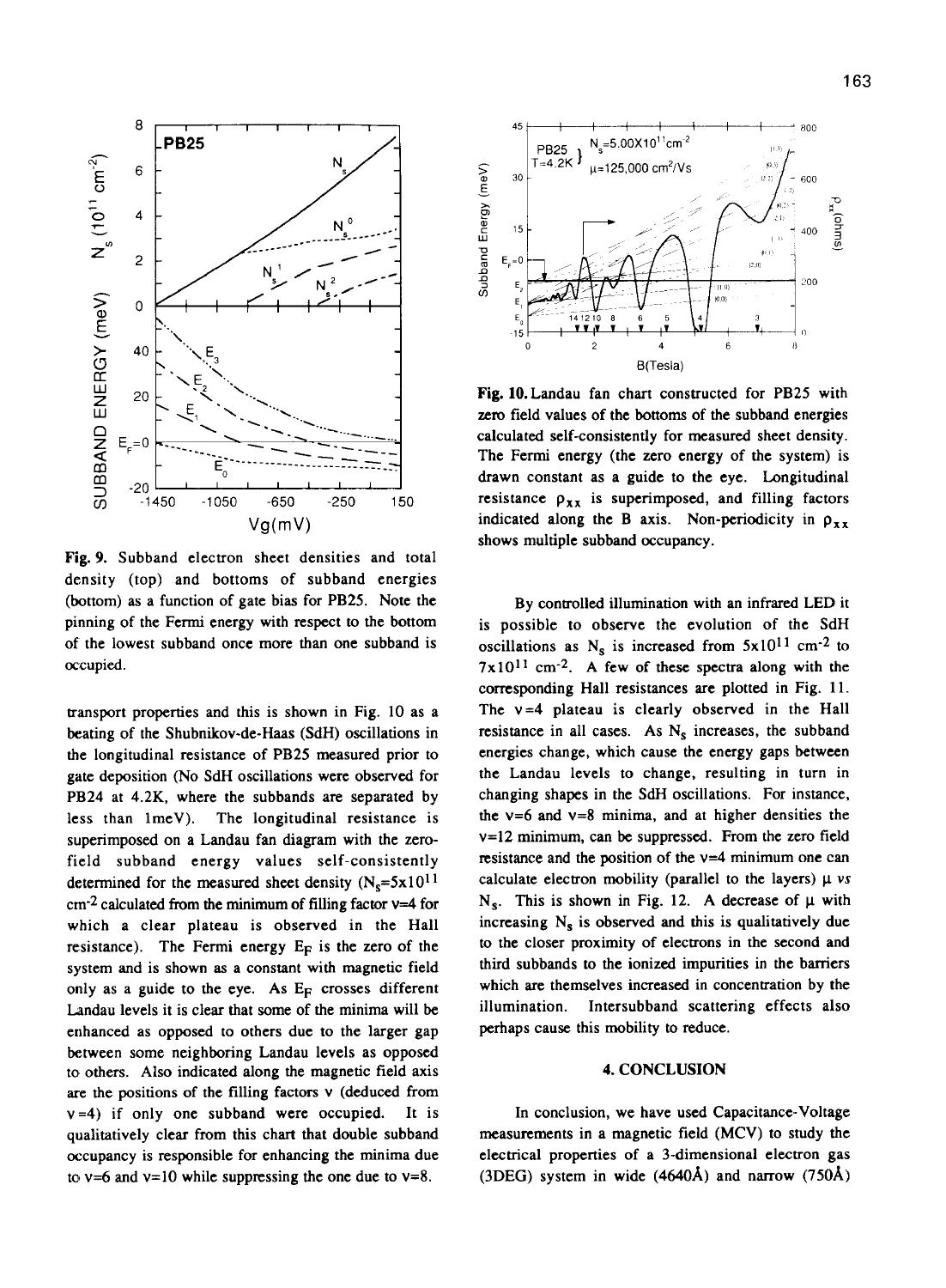**Fig. 9.** Subband electron sheet densities and total density (top) and bottoms of subband energies (bottom) as a function of gate bias for PB25. Note the pinning of the Fermi energy with respect to the bottom of the lowest subband once more than one subband is occupied.

transport properties and this is shown in Fig. 10 as a beating of the Shubnikov-de-Haas (SdH) oscillations in the longitudinal resistance of PB25 measured prior to gate deposition (No SdH oscillations were observed for PB24 at 4.2K, where the subbands are separated by less than 1meV). The longitudinal resistance is superimposed on a Landau fan diagram with the zero-field subband energy values self-consistently determined for the measured sheet density ($N_s=5\times10^{11}$ cm$^{-2}$ calculated from the minimum of filling factor $\nu=4$ for which a clear plateau is observed in the Hall resistance). The Fermi energy $E_F$ is the zero of the system and is shown as a constant with magnetic field only as a guide to the eye. As $E_F$ crosses different Landau levels it is clear that some of the minima will be enhanced as opposed to others due to the larger gap between some neighboring Landau levels as opposed to others. Also indicated along the magnetic field axis are the positions of the filling factors $\nu$ (deduced from $\nu=4$) if only one subband were occupied. It is qualitatively clear from this chart that double subband occupancy is responsible for enhancing the minima due to $\nu=6$ and $\nu=10$ while suppressing the one due to $\nu=8$.

**Fig. 10.** Landau fan chart constructed for PB25 with zero field values of the bottoms of the subband energies calculated self-consistently for measured sheet density. The Fermi energy (the zero energy of the system) is drawn constant as a guide to the eye. Longitudinal resistance $\rho_{xx}$ is superimposed, and filling factors indicated along the B axis. Non-periodicity in $\rho_{xx}$ shows multiple subband occupancy.

By controlled illumination with an infrared LED it is possible to observe the evolution of the SdH oscillations as $N_s$ is increased from $5\times10^{11}$ cm$^{-2}$ to $7\times10^{11}$ cm$^{-2}$. A few of these spectra along with the corresponding Hall resistances are plotted in Fig. 11. The $\nu=4$ plateau is clearly observed in the Hall resistance in all cases. As $N_s$ increases, the subband energies change, which cause the energy gaps between the Landau levels to change, resulting in turn in changing shapes in the SdH oscillations. For instance, the $\nu=6$ and $\nu=8$ minima, and at higher densities the $\nu=12$ minimum, can be suppressed. From the zero field resistance and the position of the $\nu=4$ minimum one can calculate electron mobility (parallel to the layers) $\mu$ *vs* $N_s$. This is shown in Fig. 12. A decrease of $\mu$ with increasing $N_s$ is observed and this is qualitatively due to the closer proximity of electrons in the second and third subbands to the ionized impurities in the barriers which are themselves increased in concentration by the illumination. Intersubband scattering effects also perhaps cause this mobility to reduce.

## 4. CONCLUSION

In conclusion, we have used Capacitance-Voltage measurements in a magnetic field (MCV) to study the electrical properties of a 3-dimensional electron gas (3DEG) system in wide (4640Å) and narrow (750Å)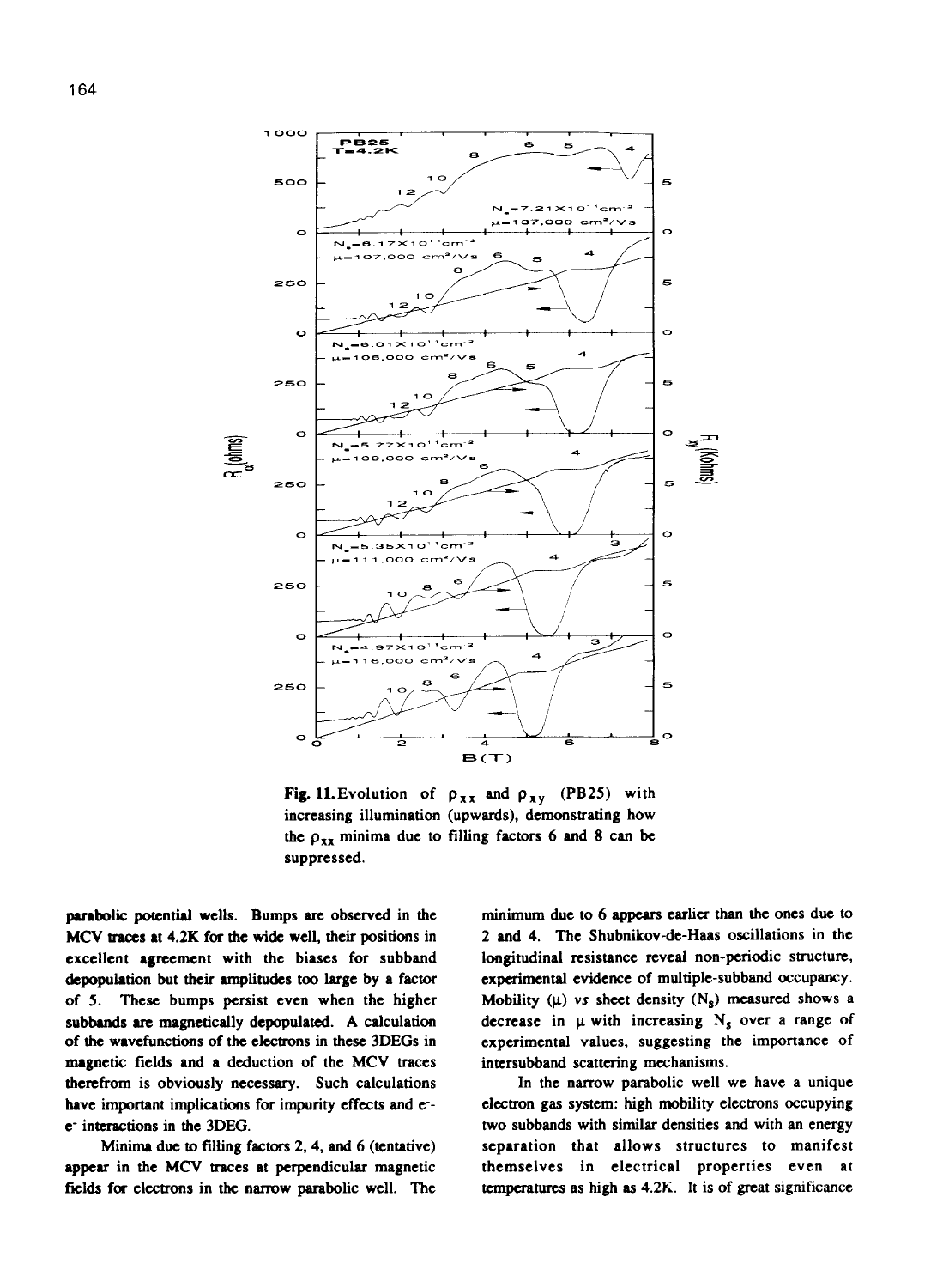Fig. 11. Evolution of $\rho_{xx}$ and $\rho_{xy}$ (PB25) with increasing illumination (upwards), demonstrating how the $\rho_{xx}$ minima due to filling factors 6 and 8 can be suppressed.

parabolic potential wells. Bumps are observed in the MCV traces at 4.2K for the wide well, their positions in excellent agreement with the biases for subband depopulation but their amplitudes too large by a factor of 5. These bumps persist even when the higher subbands are magnetically depopulated. A calculation of the wavefunctions of the electrons in these 3DEGs in magnetic fields and a deduction of the MCV traces therefrom is obviously necessary. Such calculations have important implications for impurity effects and $e^-$-$e^-$ interactions in the 3DEG.

Minima due to filling factors 2, 4, and 6 (tentative) appear in the MCV traces at perpendicular magnetic fields for electrons in the narrow parabolic well. The minimum due to 6 appears earlier than the ones due to 2 and 4. The Shubnikov-de-Haas oscillations in the longitudinal resistance reveal non-periodic structure, experimental evidence of multiple-subband occupancy. Mobility ($\mu$) *vs* sheet density ($N_S$) measured shows a decrease in $\mu$ with increasing $N_S$ over a range of experimental values, suggesting the importance of intersubband scattering mechanisms.

In the narrow parabolic well we have a unique electron gas system: high mobility electrons occupying two subbands with similar densities and with an energy separation that allows structures to manifest themselves in electrical properties even at temperatures as high as 4.2K. It is of great significance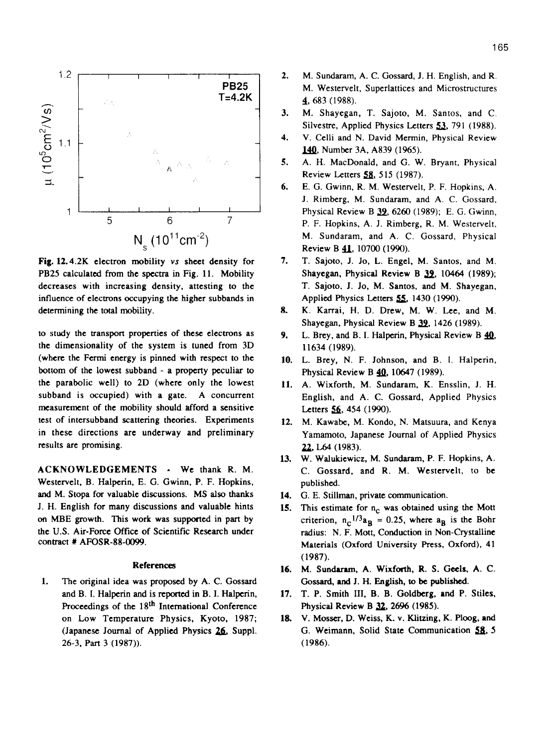PB25
T=4.2K

1.2
1.1
1

$\mu$ ($10^5$cm$^2$/Vs)

5
6
7

$N_s$ ($10^{11}$cm$^{-2}$)

**Fig. 12.** 4.2K electron mobility *vs* sheet density for PB25 calculated from the spectra in Fig. 11. Mobility decreases with increasing density, attesting to the influence of electrons occupying the higher subbands in determining the total mobility.

to study the transport properties of these electrons as the dimensionality of the system is tuned from 3D (where the Fermi energy is pinned with respect to the bottom of the lowest subband - a property peculiar to the parabolic well) to 2D (where only the lowest subband is occupied) with a gate. A concurrent measurement of the mobility should afford a sensitive test of intersubband scattering theories. Experiments in these directions are underway and preliminary results are promising.

**ACKNOWLEDGEMENTS** - We thank R. M. Westervelt, B. Halperin, E. G. Gwinn, P. F. Hopkins, and M. Stopa for valuable discussions. MS also thanks J. H. English for many discussions and valuable hints on MBE growth. This work was supported in part by the U.S. Air-Force Office of Scientific Research under contract # AFOSR-88-0099.

## References

1. The original idea was proposed by A. C. Gossard and B. I. Halperin and is reported in B. I. Halperin, Proceedings of the 18th International Conference on Low Temperature Physics, Kyoto, 1987; (Japanese Journal of Applied Physics **26**, Suppl. 26-3, Part 3 (1987)).
2. M. Sundaram, A. C. Gossard, J. H. English, and R. M. Westervelt, Superlattices and Microstructures **4**, 683 (1988).
3. M. Shayegan, T. Sajoto, M. Santos, and C. Silvestre, Applied Physics Letters **53**, 791 (1988).
4. V. Celli and N. David Mermin, Physical Review **140**, Number 3A, A839 (1965).
5. A. H. MacDonald, and G. W. Bryant, Physical Review Letters **58**, 515 (1987).
6. E. G. Gwinn, R. M. Westervelt, P. F. Hopkins, A. J. Rimberg, M. Sundaram, and A. C. Gossard, Physical Review B **39**, 6260 (1989); E. G. Gwinn, P. F. Hopkins, A. J. Rimberg, R. M. Westervelt, M. Sundaram, and A. C. Gossard, Physical Review B **41**, 10700 (1990).
7. T. Sajoto, J. Jo, L. Engel, M. Santos, and M. Shayegan, Physical Review B **39**, 10464 (1989); T. Sajoto, J. Jo, M. Santos, and M. Shayegan, Applied Physics Letters **55**, 1430 (1990).
8. K. Karrai, H. D. Drew, M. W. Lee, and M. Shayegan, Physical Review B **39**, 1426 (1989).
9. L. Brey, and B. I. Halperin, Physical Review B **40**, 11634 (1989).
10. L. Brey, N. F. Johnson, and B. I. Halperin, Physical Review B **40**, 10647 (1989).
11. A. Wixforth, M. Sundaram, K. Ensslin, J. H. English, and A. C. Gossard, Applied Physics Letters **56**, 454 (1990).
12. M. Kawabe, M. Kondo, N. Matsuura, and Kenya Yamamoto, Japanese Journal of Applied Physics **22**, L64 (1983).
13. W. Walukiewicz, M. Sundaram, P. F. Hopkins, A. C. Gossard, and R. M. Westervelt, to be published.
14. G. E. Stillman, private communication.
15. This estimate for $n_c$ was obtained using the Mott criterion, $n_c^{1/3}a_B = 0.25$, where $a_B$ is the Bohr radius: N. F. Mott, Conduction in Non-Crystalline Materials (Oxford University Press, Oxford), 41 (1987).
16. M. Sundaram, A. Wixforth, R. S. Geels, A. C. Gossard, and J. H. English, to be published.
17. T. P. Smith III, B. B. Goldberg, and P. Stiles, Physical Review B **32**, 2696 (1985).
18. V. Mosser, D. Weiss, K. v. Klitzing, K. Ploog, and G. Weimann, Solid State Communication **58**, 5 (1986).